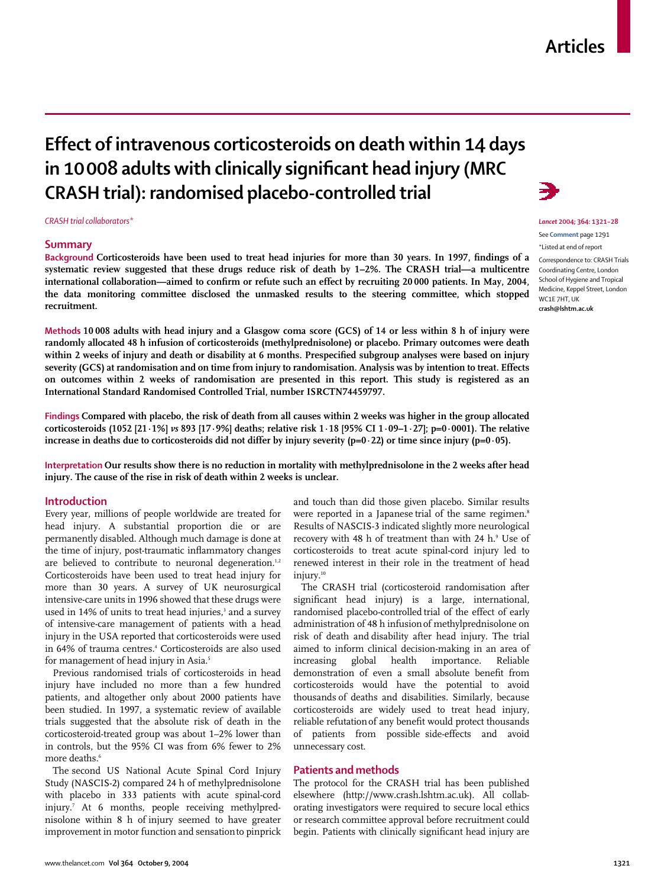Articles

# Effect of intravenous corticosteroids on death within 14 days in 10 008 adults with clinically significant head injury (MRC CRASH trial): randomised placebo-controlled trial

*CRASH trial collaborators\**

*Lancet* 2004; 364: 1321–28

See **Comment** page 1291

\*Listed at end of report

Correspondence to: CRASH Trials Coordinating Centre, London School of Hygiene and Tropical Medicine, Keppel Street, London WC1E 7HT, UK
**crash@lshtm.ac.uk**

## Summary

**Background** **Corticosteroids have been used to treat head injuries for more than 30 years. In 1997, findings of a systematic review suggested that these drugs reduce risk of death by 1–2%. The CRASH trial—a multicentre international collaboration—aimed to confirm or refute such an effect by recruiting 20 000 patients. In May, 2004, the data monitoring committee disclosed the unmasked results to the steering committee, which stopped recruitment.**

**Methods** **10 008 adults with head injury and a Glasgow coma score (GCS) of 14 or less within 8 h of injury were randomly allocated 48 h infusion of corticosteroids (methylprednisolone) or placebo. Primary outcomes were death within 2 weeks of injury and death or disability at 6 months. Prespecified subgroup analyses were based on injury severity (GCS) at randomisation and on time from injury to randomisation. Analysis was by intention to treat. Effects on outcomes within 2 weeks of randomisation are presented in this report. This study is registered as an International Standard Randomised Controlled Trial, number ISRCTN74459797.**

**Findings** **Compared with placebo, the risk of death from all causes within 2 weeks was higher in the group allocated corticosteroids (1052 [21·1%] *vs* 893 [17·9%] deaths; relative risk 1·18 [95% CI 1·09–1·27]; p=0·0001). The relative increase in deaths due to corticosteroids did not differ by injury severity (p=0·22) or time since injury (p=0·05).**

**Interpretation** **Our results show there is no reduction in mortality with methylprednisolone in the 2 weeks after head injury. The cause of the rise in risk of death within 2 weeks is unclear.**

## Introduction

Every year, millions of people worldwide are treated for head injury. A substantial proportion die or are permanently disabled. Although much damage is done at the time of injury, post-traumatic inflammatory changes are believed to contribute to neuronal degeneration.[1,2] Corticosteroids have been used to treat head injury for more than 30 years. A survey of UK neurosurgical intensive-care units in 1996 showed that these drugs were used in 14% of units to treat head injuries,[3] and a survey of intensive-care management of patients with a head injury in the USA reported that corticosteroids were used in 64% of trauma centres.[4] Corticosteroids are also used for management of head injury in Asia.[5]

Previous randomised trials of corticosteroids in head injury have included no more than a few hundred patients, and altogether only about 2000 patients have been studied. In 1997, a systematic review of available trials suggested that the absolute risk of death in the corticosteroid-treated group was about 1–2% lower than in controls, but the 95% CI was from 6% fewer to 2% more deaths.[6]

The second US National Acute Spinal Cord Injury Study (NASCIS-2) compared 24 h of methylprednisolone with placebo in 333 patients with acute spinal-cord injury.[7] At 6 months, people receiving methylprednisolone within 8 h of injury seemed to have greater improvement in motor function and sensation to pinprick and touch than did those given placebo. Similar results were reported in a Japanese trial of the same regimen.[8] Results of NASCIS-3 indicated slightly more neurological recovery with 48 h of treatment than with 24 h.[9] Use of corticosteroids to treat acute spinal-cord injury led to renewed interest in their role in the treatment of head injury.[10]

The CRASH trial (corticosteroid randomisation after significant head injury) is a large, international, randomised placebo-controlled trial of the effect of early administration of 48 h infusion of methylprednisolone on risk of death and disability after head injury. The trial aimed to inform clinical decision-making in an area of increasing global health importance. Reliable demonstration of even a small absolute benefit from corticosteroids would have the potential to avoid thousands of deaths and disabilities. Similarly, because corticosteroids are widely used to treat head injury, reliable refutation of any benefit would protect thousands of patients from possible side-effects and avoid unnecessary cost.

## Patients and methods

The protocol for the CRASH trial has been published elsewhere (http://www.crash.lshtm.ac.uk). All collaborating investigators were required to secure local ethics or research committee approval before recruitment could begin. Patients with clinically significant head injury are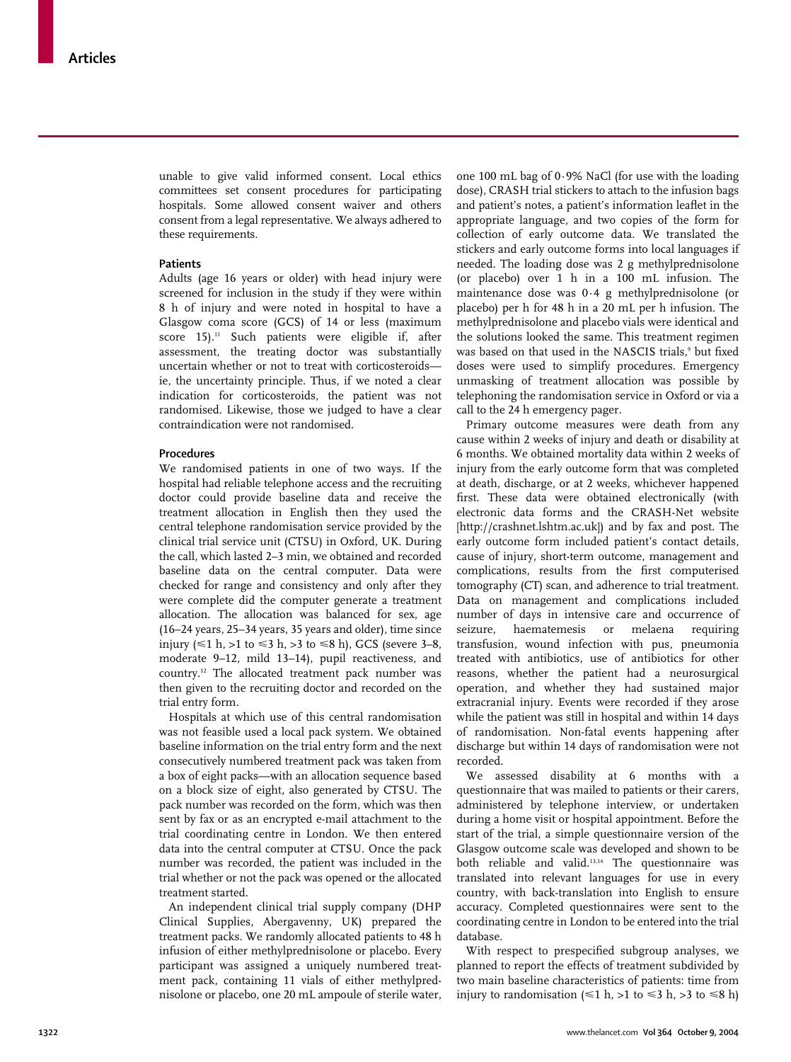unable to give valid informed consent. Local ethics committees set consent procedures for participating hospitals. Some allowed consent waiver and others consent from a legal representative. We always adhered to these requirements.

### Patients

Adults (age 16 years or older) with head injury were screened for inclusion in the study if they were within 8 h of injury and were noted in hospital to have a Glasgow coma score (GCS) of 14 or less (maximum score 15).[11] Such patients were eligible if, after assessment, the treating doctor was substantially uncertain whether or not to treat with corticosteroids—ie, the uncertainty principle. Thus, if we noted a clear indication for corticosteroids, the patient was not randomised. Likewise, those we judged to have a clear contraindication were not randomised.

### Procedures

We randomised patients in one of two ways. If the hospital had reliable telephone access and the recruiting doctor could provide baseline data and receive the treatment allocation in English then they used the central telephone randomisation service provided by the clinical trial service unit (CTSU) in Oxford, UK. During the call, which lasted 2–3 min, we obtained and recorded baseline data on the central computer. Data were checked for range and consistency and only after they were complete did the computer generate a treatment allocation. The allocation was balanced for sex, age (16–24 years, 25–34 years, 35 years and older), time since injury (≤1 h, >1 to ≤3 h, >3 to ≤8 h), GCS (severe 3–8, moderate 9–12, mild 13–14), pupil reactiveness, and country.[12] The allocated treatment pack number was then given to the recruiting doctor and recorded on the trial entry form.

Hospitals at which use of this central randomisation was not feasible used a local pack system. We obtained baseline information on the trial entry form and the next consecutively numbered treatment pack was taken from a box of eight packs—with an allocation sequence based on a block size of eight, also generated by CTSU. The pack number was recorded on the form, which was then sent by fax or as an encrypted e-mail attachment to the trial coordinating centre in London. We then entered data into the central computer at CTSU. Once the pack number was recorded, the patient was included in the trial whether or not the pack was opened or the allocated treatment started.

An independent clinical trial supply company (DHP Clinical Supplies, Abergavenny, UK) prepared the treatment packs. We randomly allocated patients to 48 h infusion of either methylprednisolone or placebo. Every participant was assigned a uniquely numbered treatment pack, containing 11 vials of either methylprednisolone or placebo, one 20 mL ampoule of sterile water, one 100 mL bag of 0·9% NaCl (for use with the loading dose), CRASH trial stickers to attach to the infusion bags and patient's notes, a patient's information leaflet in the appropriate language, and two copies of the form for collection of early outcome data. We translated the stickers and early outcome forms into local languages if needed. The loading dose was 2 g methylprednisolone (or placebo) over 1 h in a 100 mL infusion. The maintenance dose was 0·4 g methylprednisolone (or placebo) per h for 48 h in a 20 mL per h infusion. The methylprednisolone and placebo vials were identical and the solutions looked the same. This treatment regimen was based on that used in the NASCIS trials,[9] but fixed doses were used to simplify procedures. Emergency unmasking of treatment allocation was possible by telephoning the randomisation service in Oxford or via a call to the 24 h emergency pager.

Primary outcome measures were death from any cause within 2 weeks of injury and death or disability at 6 months. We obtained mortality data within 2 weeks of injury from the early outcome form that was completed at death, discharge, or at 2 weeks, whichever happened first. These data were obtained electronically (with electronic data forms and the CRASH-Net website [http://crashnet.lshtm.ac.uk]) and by fax and post. The early outcome form included patient's contact details, cause of injury, short-term outcome, management and complications, results from the first computerised tomography (CT) scan, and adherence to trial treatment. Data on management and complications included number of days in intensive care and occurrence of seizure, haematemesis or melaena requiring transfusion, wound infection with pus, pneumonia treated with antibiotics, use of antibiotics for other reasons, whether the patient had a neurosurgical operation, and whether they had sustained major extracranial injury. Events were recorded if they arose while the patient was still in hospital and within 14 days of randomisation. Non-fatal events happening after discharge but within 14 days of randomisation were not recorded.

We assessed disability at 6 months with a questionnaire that was mailed to patients or their carers, administered by telephone interview, or undertaken during a home visit or hospital appointment. Before the start of the trial, a simple questionnaire version of the Glasgow outcome scale was developed and shown to be both reliable and valid.[13,14] The questionnaire was translated into relevant languages for use in every country, with back-translation into English to ensure accuracy. Completed questionnaires were sent to the coordinating centre in London to be entered into the trial database.

With respect to prespecified subgroup analyses, we planned to report the effects of treatment subdivided by two main baseline characteristics of patients: time from injury to randomisation (≤1 h, >1 to ≤3 h, >3 to ≤8 h)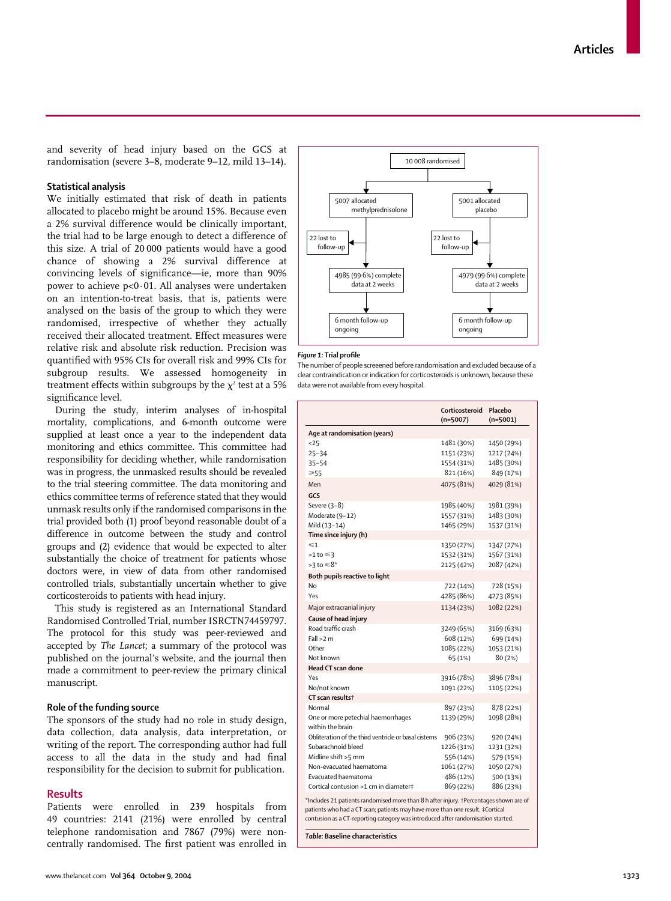and severity of head injury based on the GCS at randomisation (severe 3–8, moderate 9–12, mild 13–14).

### Statistical analysis

We initially estimated that risk of death in patients allocated to placebo might be around 15%. Because even a 2% survival difference would be clinically important, the trial had to be large enough to detect a difference of this size. A trial of 20 000 patients would have a good chance of showing a 2% survival difference at convincing levels of significance—ie, more than 90% power to achieve $p<0 \cdot 01$. All analyses were undertaken on an intention-to-treat basis, that is, patients were analysed on the basis of the group to which they were randomised, irrespective of whether they actually received their allocated treatment. Effect measures were relative risk and absolute risk reduction. Precision was quantified with 95% CIs for overall risk and 99% CIs for subgroup results. We assessed homogeneity in treatment effects within subgroups by the $\chi^2$ test at a 5% significance level.

During the study, interim analyses of in-hospital mortality, complications, and 6-month outcome were supplied at least once a year to the independent data monitoring and ethics committee. This committee had responsibility for deciding whether, while randomisation was in progress, the unmasked results should be revealed to the trial steering committee. The data monitoring and ethics committee terms of reference stated that they would unmask results only if the randomised comparisons in the trial provided both (1) proof beyond reasonable doubt of a difference in outcome between the study and control groups and (2) evidence that would be expected to alter substantially the choice of treatment for patients whose doctors were, in view of data from other randomised controlled trials, substantially uncertain whether to give corticosteroids to patients with head injury.

This study is registered as an International Standard Randomised Controlled Trial, number ISRCTN74459797. The protocol for this study was peer-reviewed and accepted by *The Lancet*; a summary of the protocol was published on the journal's website, and the journal then made a commitment to peer-review the primary clinical manuscript.

### Role of the funding source

The sponsors of the study had no role in study design, data collection, data analysis, data interpretation, or writing of the report. The corresponding author had full access to all the data in the study and had final responsibility for the decision to submit for publication.

## Results

Patients were enrolled in 239 hospitals from 49 countries: 2141 (21%) were enrolled by central telephone randomisation and 7867 (79%) were non-centrally randomised. The first patient was enrolled in

10 008 randomised
- 5007 allocated methylprednisolone
  - 22 lost to follow-up
  - 4985 (99·6%) complete data at 2 weeks
  - 6 month follow-up ongoing
- 5001 allocated placebo
  - 22 lost to follow-up
  - 4979 (99·6%) complete data at 2 weeks
  - 6 month follow-up ongoing

***Figure 1:*** **Trial profile**

The number of people screened before randomisation and excluded because of a clear contraindication or indication for corticosteroids is unknown, because these data were not available from every hospital.

| | Corticosteroid (n=5007) | Placebo (n=5001) |
|---|---|---|
| **Age at randomisation (years)** | | |
| <25 | 1481 (30%) | 1450 (29%) |
| 25–34 | 1151 (23%) | 1217 (24%) |
| 35–54 | 1554 (31%) | 1485 (30%) |
| ≥55 | 821 (16%) | 849 (17%) |
| Men | 4075 (81%) | 4029 (81%) |
| **GCS** | | |
| Severe (3–8) | 1985 (40%) | 1981 (39%) |
| Moderate (9–12) | 1557 (31%) | 1483 (30%) |
| Mild (13–14) | 1465 (29%) | 1537 (31%) |
| **Time since injury (h)** | | |
| ≤1 | 1350 (27%) | 1347 (27%) |
| >1 to ≤3 | 1532 (31%) | 1567 (31%) |
| >3 to ≤8* | 2125 (42%) | 2087 (42%) |
| **Both pupils reactive to light** | | |
| No | 722 (14%) | 728 (15%) |
| Yes | 4285 (86%) | 4273 (85%) |
| Major extracranial injury | 1134 (23%) | 1082 (22%) |
| **Cause of head injury** | | |
| Road traffic crash | 3249 (65%) | 3169 (63%) |
| Fall >2 m | 608 (12%) | 699 (14%) |
| Other | 1085 (22%) | 1053 (21%) |
| Not known | 65 (1%) | 80 (2%) |
| **Head CT scan done** | | |
| Yes | 3916 (78%) | 3896 (78%) |
| No/not known | 1091 (22%) | 1105 (22%) |
| **CT scan results**† | | |
| Normal | 897 (23%) | 878 (22%) |
| One or more petechial haemorrhages within the brain | 1139 (29%) | 1098 (28%) |
| Obliteration of the third ventricle or basal cisterns | 906 (23%) | 920 (24%) |
| Subarachnoid bleed | 1226 (31%) | 1231 (32%) |
| Midline shift >5 mm | 556 (14%) | 579 (15%) |
| Non-evacuated haematoma | 1061 (27%) | 1050 (27%) |
| Evacuated haematoma | 486 (12%) | 500 (13%) |
| Cortical contusion >1 cm in diameter‡ | 869 (22%) | 886 (23%) |

*Includes 21 patients randomised more than 8 h after injury. †Percentages shown are of patients who had a CT scan; patients may have more than one result. ‡Cortical contusion as a CT-reporting category was introduced after randomisation started.

***Table:*** **Baseline characteristics**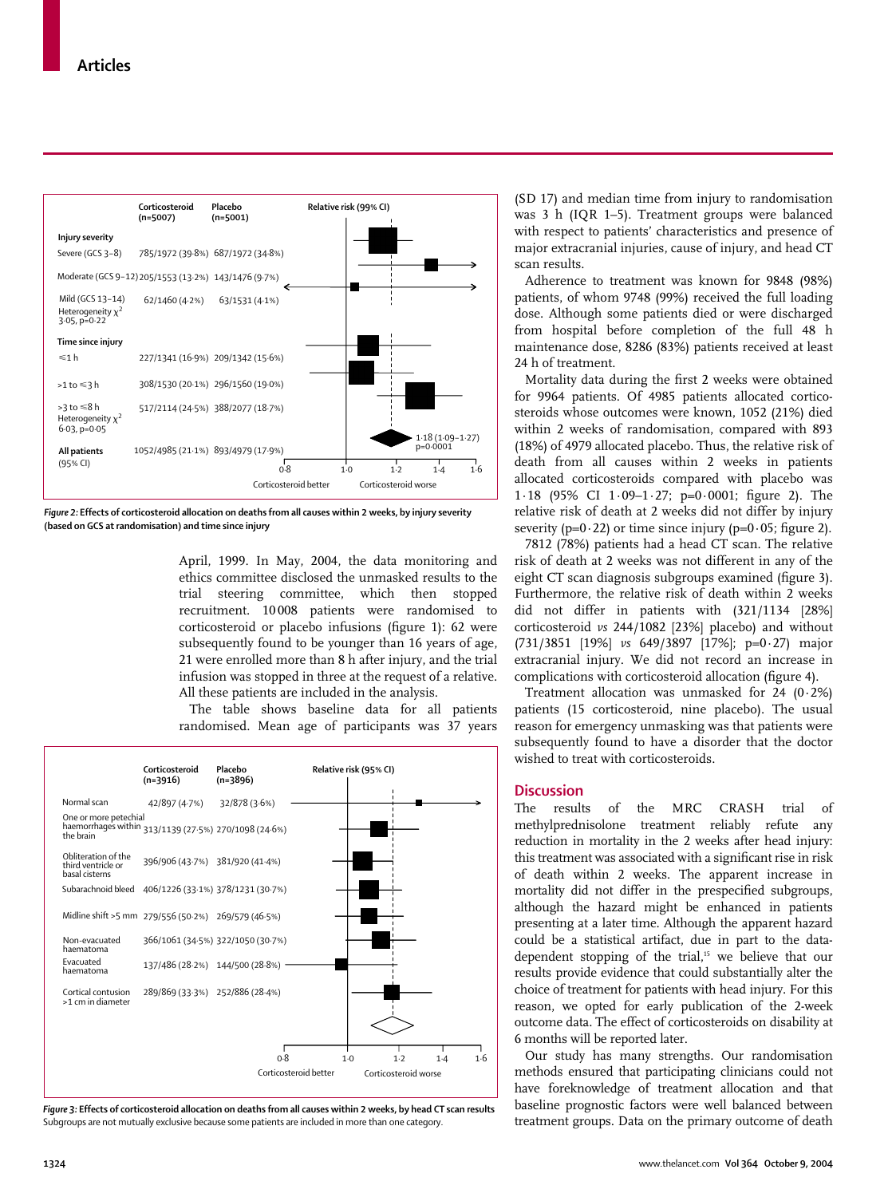| | Corticosteroid (n=5007) | Placebo (n=5001) | Relative risk (99% CI) |
|---|---|---|---|
| **Injury severity** | | | |
| Severe (GCS 3–8) | 785/1972 (39·8%) | 687/1972 (34·8%) | |
| Moderate (GCS 9–12) | 205/1553 (13·2%) | 143/1476 (9·7%) | |
| Mild (GCS 13–14) Heterogeneity $\chi^2$ 3·05, p=0·22 | 62/1460 (4·2%) | 63/1531 (4·1%) | |
| **Time since injury** | | | |
| ≤1 h | 227/1341 (16·9%) | 209/1342 (15·6%) | |
| >1 to ≤3 h | 308/1530 (20·1%) | 296/1560 (19·0%) | |
| >3 to ≤8 h Heterogeneity $\chi^2$ 6·03, p=0·05 | 517/2114 (24·5%) | 388/2077 (18·7%) | |
| **All patients** (95% CI) | 1052/4985 (21·1%) | 893/4979 (17·9%) | 1·18 (1·09–1·27) p=0·0001 |

Corticosteroid better ← 0·8 – 1·0 – 1·2 – 1·4 – 1·6 → Corticosteroid worse

***Figure 2:* Effects of corticosteroid allocation on deaths from all causes within 2 weeks, by injury severity (based on GCS at randomisation) and time since injury**

April, 1999. In May, 2004, the data monitoring and ethics committee disclosed the unmasked results to the trial steering committee, which then stopped recruitment. 10 008 patients were randomised to corticosteroid or placebo infusions (figure 1): 62 were subsequently found to be younger than 16 years of age, 21 were enrolled more than 8 h after injury, and the trial infusion was stopped in three at the request of a relative. All these patients are included in the analysis.

The table shows baseline data for all patients randomised. Mean age of participants was 37 years (SD 17) and median time from injury to randomisation was 3 h (IQR 1–5). Treatment groups were balanced with respect to patients' characteristics and presence of major extracranial injuries, cause of injury, and head CT scan results.

Adherence to treatment was known for 9848 (98%) patients, of whom 9748 (99%) received the full loading dose. Although some patients died or were discharged from hospital before completion of the full 48 h maintenance dose, 8286 (83%) patients received at least 24 h of treatment.

Mortality data during the first 2 weeks were obtained for 9964 patients. Of 4985 patients allocated corticosteroids whose outcomes were known, 1052 (21%) died within 2 weeks of randomisation, compared with 893 (18%) of 4979 allocated placebo. Thus, the relative risk of death from all causes within 2 weeks in patients allocated corticosteroids compared with placebo was 1·18 (95% CI 1·09–1·27; p=0·0001; figure 2). The relative risk of death at 2 weeks did not differ by injury severity (p=0·22) or time since injury (p=0·05; figure 2).

7812 (78%) patients had a head CT scan. The relative risk of death at 2 weeks was not different in any of the eight CT scan diagnosis subgroups examined (figure 3). Furthermore, the relative risk of death within 2 weeks did not differ in patients with (321/1134 [28%] corticosteroid *vs* 244/1082 [23%] placebo) and without (731/3851 [19%] *vs* 649/3897 [17%]; p=0·27) major extracranial injury. We did not record an increase in complications with corticosteroid allocation (figure 4).

Treatment allocation was unmasked for 24 (0·2%) patients (15 corticosteroid, nine placebo). The usual reason for emergency unmasking was that patients were subsequently found to have a disorder that the doctor wished to treat with corticosteroids.

| | Corticosteroid (n=3916) | Placebo (n=3896) | Relative risk (95% CI) |
|---|---|---|---|
| Normal scan | 42/897 (4·7%) | 32/878 (3·6%) | |
| One or more petechial haemorrhages within the brain | 313/1139 (27·5%) | 270/1098 (24·6%) | |
| Obliteration of the third ventricle or basal cisterns | 396/906 (43·7%) | 381/920 (41·4%) | |
| Subarachnoid bleed | 406/1226 (33·1%) | 378/1231 (30·7%) | |
| Midline shift >5 mm | 279/556 (50·2%) | 269/579 (46·5%) | |
| Non-evacuated haematoma | 366/1061 (34·5%) | 322/1050 (30·7%) | |
| Evacuated haematoma | 137/486 (28·2%) | 144/500 (28·8%) | |
| Cortical contusion >1 cm in diameter | 289/869 (33·3%) | 252/886 (28·4%) | |

Corticosteroid better ← 0·8 – 1·0 – 1·2 – 1·4 – 1·6 → Corticosteroid worse

***Figure 3:* Effects of corticosteroid allocation on deaths from all causes within 2 weeks, by head CT scan results**
Subgroups are not mutually exclusive because some patients are included in more than one category.

## Discussion

The results of the MRC CRASH trial of methylprednisolone treatment reliably refute any reduction in mortality in the 2 weeks after head injury: this treatment was associated with a significant rise in risk of death within 2 weeks. The apparent increase in mortality did not differ in the prespecified subgroups, although the hazard might be enhanced in patients presenting at a later time. Although the apparent hazard could be a statistical artifact, due in part to the data-dependent stopping of the trial,[15] we believe that our results provide evidence that could substantially alter the choice of treatment for patients with head injury. For this reason, we opted for early publication of the 2-week outcome data. The effect of corticosteroids on disability at 6 months will be reported later.

Our study has many strengths. Our randomisation methods ensured that participating clinicians could not have foreknowledge of treatment allocation and that baseline prognostic factors were well balanced between treatment groups. Data on the primary outcome of death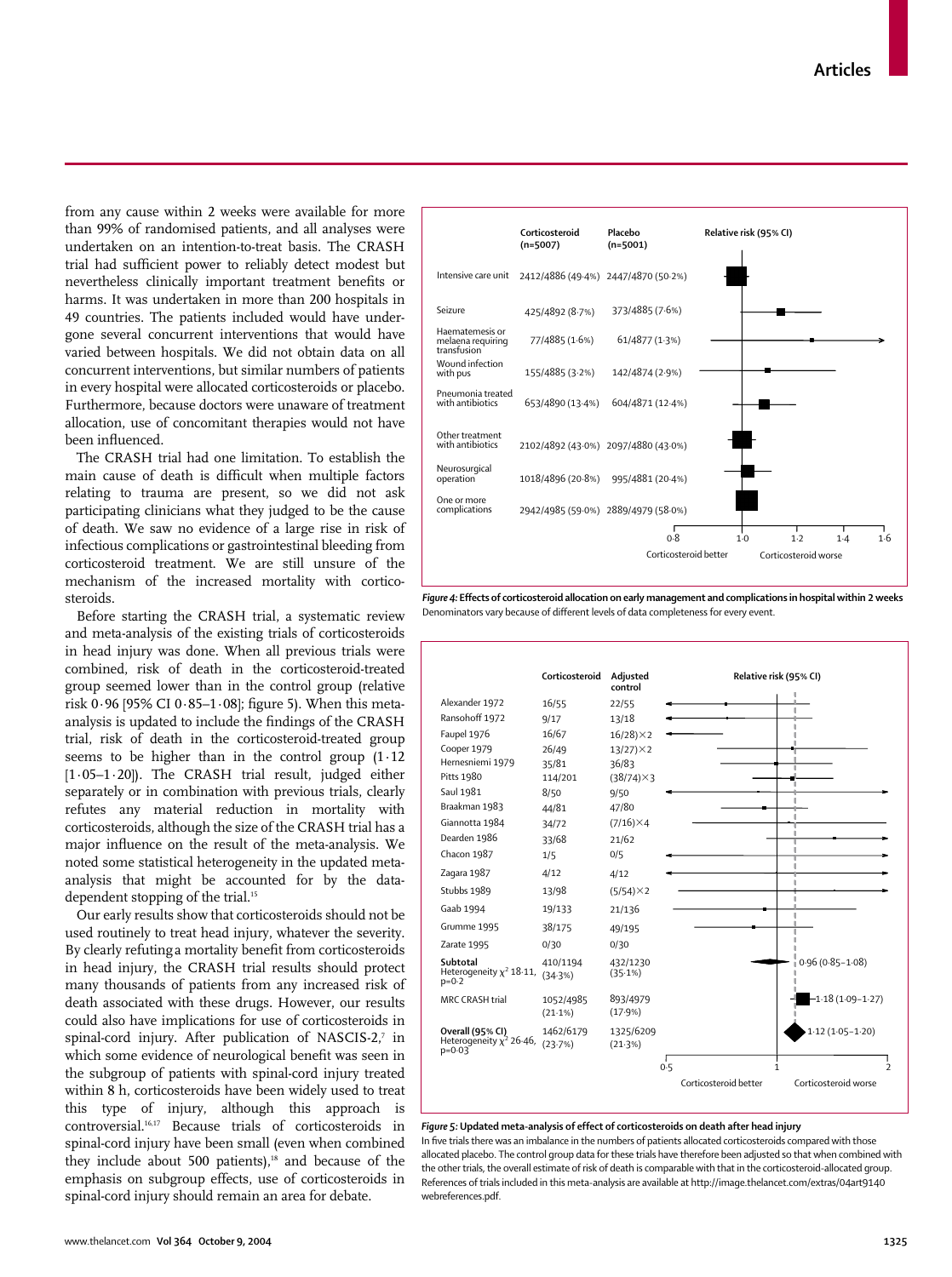from any cause within 2 weeks were available for more than 99% of randomised patients, and all analyses were undertaken on an intention-to-treat basis. The CRASH trial had sufficient power to reliably detect modest but nevertheless clinically important treatment benefits or harms. It was undertaken in more than 200 hospitals in 49 countries. The patients included would have undergone several concurrent interventions that would have varied between hospitals. We did not obtain data on all concurrent interventions, but similar numbers of patients in every hospital were allocated corticosteroids or placebo. Furthermore, because doctors were unaware of treatment allocation, use of concomitant therapies would not have been influenced.

The CRASH trial had one limitation. To establish the main cause of death is difficult when multiple factors relating to trauma are present, so we did not ask participating clinicians what they judged to be the cause of death. We saw no evidence of a large rise in risk of infectious complications or gastrointestinal bleeding from corticosteroid treatment. We are still unsure of the mechanism of the increased mortality with corticosteroids.

Before starting the CRASH trial, a systematic review and meta-analysis of the existing trials of corticosteroids in head injury was done. When all previous trials were combined, risk of death in the corticosteroid-treated group seemed lower than in the control group (relative risk 0·96 [95% CI 0·85–1·08]; figure 5). When this meta-analysis is updated to include the findings of the CRASH trial, risk of death in the corticosteroid-treated group seems to be higher than in the control group (1·12 [1·05–1·20]). The CRASH trial result, judged either separately or in combination with previous trials, clearly refutes any material reduction in mortality with corticosteroids, although the size of the CRASH trial has a major influence on the result of the meta-analysis. We noted some statistical heterogeneity in the updated meta-analysis that might be accounted for by the data-dependent stopping of the trial.[15]

Our early results show that corticosteroids should not be used routinely to treat head injury, whatever the severity. By clearly refuting a mortality benefit from corticosteroids in head injury, the CRASH trial results should protect many thousands of patients from any increased risk of death associated with these drugs. However, our results could also have implications for use of corticosteroids in spinal-cord injury. After publication of NASCIS-2,[7] in which some evidence of neurological benefit was seen in the subgroup of patients with spinal-cord injury treated within 8 h, corticosteroids have been widely used to treat this type of injury, although this approach is controversial.[16,17] Because trials of corticosteroids in spinal-cord injury have been small (even when combined they include about 500 patients),[18] and because of the emphasis on subgroup effects, use of corticosteroids in spinal-cord injury should remain an area for debate.

| | Corticosteroid (n=5007) | Placebo (n=5001) |
|---|---|---|
| Intensive care unit | 2412/4886 (49·4%) | 2447/4870 (50·2%) |
| Seizure | 425/4892 (8·7%) | 373/4885 (7·6%) |
| Haematemesis or melaena requiring transfusion | 77/4885 (1·6%) | 61/4877 (1·3%) |
| Wound infection with pus | 155/4885 (3·2%) | 142/4874 (2·9%) |
| Pneumonia treated with antibiotics | 653/4890 (13·4%) | 604/4871 (12·4%) |
| Other treatment with antibiotics | 2102/4892 (43·0%) | 2097/4880 (43·0%) |
| Neurosurgical operation | 1018/4896 (20·8%) | 995/4881 (20·4%) |
| One or more complications | 2942/4985 (59·0%) | 2889/4979 (58·0%) |

Relative risk (95% CI): 0·8 – 1·6; Corticosteroid better / Corticosteroid worse

*Figure 4:* **Effects of corticosteroid allocation on early management and complications in hospital within 2 weeks**
Denominators vary because of different levels of data completeness for every event.

| | Corticosteroid | Adjusted control | Relative risk (95% CI) |
|---|---|---|---|
| Alexander 1972 | 16/55 | 22/55 | |
| Ransohoff 1972 | 9/17 | 13/18 | |
| Faupel 1976 | 16/67 | (16/28)×2 | |
| Cooper 1979 | 26/49 | (13/27)×2 | |
| Hernesniemi 1979 | 35/81 | 36/83 | |
| Pitts 1980 | 114/201 | (38/74)×3 | |
| Saul 1981 | 8/50 | 9/50 | |
| Braakman 1983 | 44/81 | 47/80 | |
| Giannotta 1984 | 34/72 | (7/16)×4 | |
| Dearden 1986 | 33/68 | 21/62 | |
| Chacon 1987 | 1/5 | 0/5 | |
| Zagara 1987 | 4/12 | 4/12 | |
| Stubbs 1989 | 13/98 | (5/54)×2 | |
| Gaab 1994 | 19/133 | 21/136 | |
| Grumme 1995 | 38/175 | 49/195 | |
| Zarate 1995 | 0/30 | 0/30 | |
| **Subtotal** Heterogeneity $\chi^2$ 18·11, p=0·2 | 410/1194 (34·3%) | 432/1230 (35·1%) | 0·96 (0·85–1·08) |
| MRC CRASH trial | 1052/4985 (21·1%) | 893/4979 (17·9%) | 1·18 (1·09–1·27) |
| **Overall (95% CI)** Heterogeneity $\chi^2$ 26·46, p=0·03 | 1462/6179 (23·7%) | 1325/6209 (21·3%) | 1·12 (1·05–1·20) |

Relative risk axis: 0·5 – 2; Corticosteroid better / Corticosteroid worse

*Figure 5:* **Updated meta-analysis of effect of corticosteroids on death after head injury**
In five trials there was an imbalance in the numbers of patients allocated corticosteroids compared with those allocated placebo. The control group data for these trials have therefore been adjusted so that when combined with the other trials, the overall estimate of risk of death is comparable with that in the corticosteroid-allocated group. References of trials included in this meta-analysis are available at http://image.thelancet.com/extras/04art9140webreferences.pdf.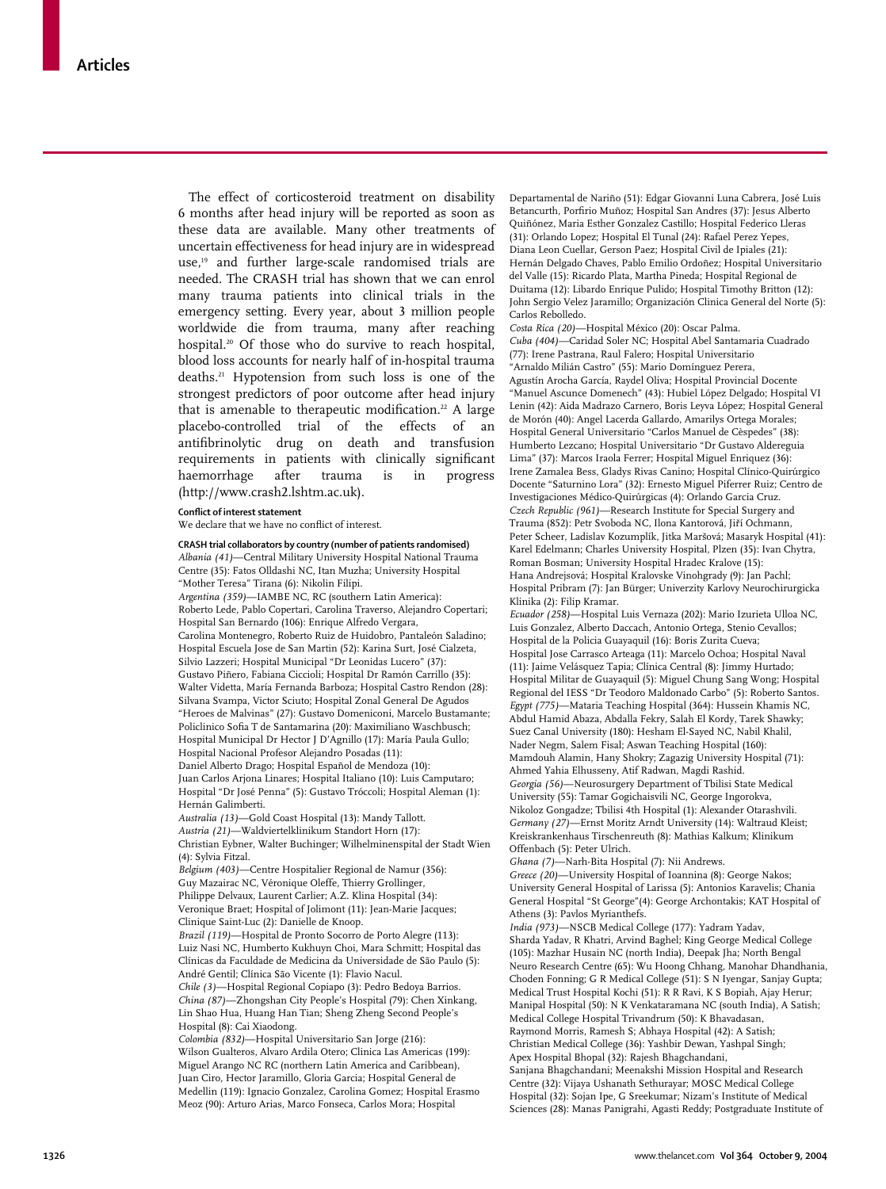The effect of corticosteroid treatment on disability 6 months after head injury will be reported as soon as these data are available. Many other treatments of uncertain effectiveness for head injury are in widespread use,[19] and further large-scale randomised trials are needed. The CRASH trial has shown that we can enrol many trauma patients into clinical trials in the emergency setting. Every year, about 3 million people worldwide die from trauma, many after reaching hospital.[20] Of those who do survive to reach hospital, blood loss accounts for nearly half of in-hospital trauma deaths.[21] Hypotension from such loss is one of the strongest predictors of poor outcome after head injury that is amenable to therapeutic modification.[22] A large placebo-controlled trial of the effects of an antifibrinolytic drug on death and transfusion requirements in patients with clinically significant haemorrhage after trauma is in progress (http://www.crash2.lshtm.ac.uk).

#### Conflict of interest statement

We declare that we have no conflict of interest.

#### CRASH trial collaborators by country (number of patients randomised)

*Albania (41)*—Central Military University Hospital National Trauma Centre (35): Fatos Olldashi NC, Itan Muzha; University Hospital "Mother Teresa" Tirana (6): Nikolin Filipi.
*Argentina (359)*—IAMBE NC, RC (southern Latin America): Roberto Lede, Pablo Copertari, Carolina Traverso, Alejandro Copertari; Hospital San Bernardo (106): Enrique Alfredo Vergara, Carolina Montenegro, Roberto Ruiz de Huidobro, Pantaleón Saladino; Hospital Escuela Jose de San Martin (52): Karina Surt, José Cialzeta, Silvio Lazzeri; Hospital Municipal "Dr Leonidas Lucero" (37): Gustavo Piñero, Fabiana Ciccioli; Hospital Dr Ramón Carrillo (35): Walter Videtta, María Fernanda Barboza; Hospital Castro Rendon (28): Silvana Svampa, Victor Sciuto; Hospital Zonal General De Agudos "Heroes de Malvinas" (27): Gustavo Domeniconi, Marcelo Bustamante; Policlinico Sofia T de Santamarina (20): Maximiliano Waschbusch; Hospital Municipal Dr Hector J D'Agnillo (17): María Paula Gullo; Hospital Nacional Profesor Alejandro Posadas (11): Daniel Alberto Drago; Hospital Español de Mendoza (10): Juan Carlos Arjona Linares; Hospital Italiano (10): Luis Camputaro; Hospital "Dr José Penna" (5): Gustavo Tróccoli; Hospital Aleman (1): Hernán Galimberti.
*Australia (13)*—Gold Coast Hospital (13): Mandy Tallott.
*Austria (21)*—Waldviertelklinikum Standort Horn (17): Christian Eybner, Walter Buchinger; Wilhelminenspital der Stadt Wien (4): Sylvia Fitzal.
*Belgium (403)*—Centre Hospitalier Regional de Namur (356): Guy Mazairac NC, Véronique Oleffe, Thierry Grollinger, Philippe Delvaux, Laurent Carlier; A.Z. Klina Hospital (34): Veronique Braet; Hospital of Jolimont (11): Jean-Marie Jacques; Clinique Saint-Luc (2): Danielle de Knoop.
*Brazil (119)*—Hospital de Pronto Socorro de Porto Alegre (113): Luiz Nasi NC, Humberto Kukhuyn Choi, Mara Schmitt; Hospital das Clínicas da Faculdade de Medicina da Universidade de São Paulo (5): André Gentil; Clínica São Vicente (1): Flavio Nacul.
*Chile (3)*—Hospital Regional Copiapo (3): Pedro Bedoya Barrios.
*China (87)*—Zhongshan City People's Hospital (79): Chen Xinkang, Lin Shao Hua, Huang Han Tian; Sheng Zheng Second People's Hospital (8): Cai Xiaodong.
*Colombia (832)*—Hospital Universitario San Jorge (216): Wilson Gualteros, Alvaro Ardila Otero; Clinica Las Americas (199): Miguel Arango NC RC (northern Latin America and Caribbean), Juan Ciro, Hector Jaramillo, Gloria Garcia; Hospital General de Medellin (119): Ignacio Gonzalez, Carolina Gomez; Hospital Erasmo Meoz (90): Arturo Arias, Marco Fonseca, Carlos Mora; Hospital Departamental de Nariño (51): Edgar Giovanni Luna Cabrera, José Luis Betancurth, Porfirio Muñoz; Hospital San Andres (37): Jesus Alberto Quiñónez, Maria Esther Gonzalez Castillo; Hospital Federico Lleras (31): Orlando Lopez; Hospital El Tunal (24): Rafael Perez Yepes, Diana Leon Cuellar, Gerson Paez; Hospital Civil de Ipiales (21): Hernán Delgado Chaves, Pablo Emilio Ordoñez; Hospital Universitario del Valle (15): Ricardo Plata, Martha Pineda; Hospital Regional de Duitama (12): Libardo Enrique Pulido; Hospital Timothy Britton (12): John Sergio Velez Jaramillo; Organización Clinica General del Norte (5): Carlos Rebolledo.
*Costa Rica (20)*—Hospital México (20): Oscar Palma.
*Cuba (404)*—Caridad Soler NC; Hospital Abel Santamaria Cuadrado (77): Irene Pastrana, Raul Falero; Hospital Universitario "Arnaldo Milián Castro" (55): Mario Domínguez Perera, Agustín Arocha García, Raydel Oliva; Hospital Provincial Docente "Manuel Ascunce Domenech" (43): Hubiel López Delgado; Hospital VI Lenin (42): Aida Madrazo Carnero, Boris Leyva López; Hospital General de Morón (40): Angel Lacerda Gallardo, Amarilys Ortega Morales; Hospital General Universitario "Carlos Manuel de Cèspedes" (38): Humberto Lezcano; Hospital Universitario "Dr Gustavo Aldereguia Lima" (37): Marcos Iraola Ferrer; Hospital Miguel Enriquez (36): Irene Zamalea Bess, Gladys Rivas Canino; Hospital Clínico-Quirúrgico Docente "Saturnino Lora" (32): Ernesto Miguel Piferrer Ruiz; Centro de Investigaciones Médico-Quirúrgicas (4): Orlando Garcia Cruz.
*Czech Republic (961)*—Research Institute for Special Surgery and Trauma (852): Petr Svoboda NC, Ilona Kantorová, Jiří Ochmann, Peter Scheer, Ladislav Kozumplík, Jitka Maršová; Masaryk Hospital (41): Karel Edelmann; Charles University Hospital, Plzen (35): Ivan Chytra, Roman Bosman; University Hospital Hradec Kralove (15): Hana Andrejsová; Hospital Kralovske Vinohgrady (9): Jan Pachl; Hospital Pribram (7): Jan Bürger; Univerzity Karlovy Neurochirurgicka Klinika (2): Filip Kramar.
*Ecuador (258)*—Hospital Luis Vernaza (202): Mario Izurieta Ulloa NC, Luis Gonzalez, Alberto Daccach, Antonio Ortega, Stenio Cevallos; Hospital de la Policia Guayaquil (16): Boris Zurita Cueva; Hospital Jose Carrasco Arteaga (11): Marcelo Ochoa; Hospital Naval (11): Jaime Velásquez Tapia; Clínica Central (8): Jimmy Hurtado; Hospital Militar de Guayaquil (5): Miguel Chung Sang Wong; Hospital Regional del IESS "Dr Teodoro Maldonado Carbo" (5): Roberto Santos.
*Egypt (775)*—Mataria Teaching Hospital (364): Hussein Khamis NC, Abdul Hamid Abaza, Abdalla Fekry, Salah El Kordy, Tarek Shawky; Suez Canal University (180): Hesham El-Sayed NC, Nabil Khalil, Nader Negm, Salem Fisal; Aswan Teaching Hospital (160): Mamdouh Alamin, Hany Shokry; Zagazig University Hospital (71): Ahmed Yahia Elhusseny, Atif Radwan, Magdi Rashid.
*Georgia (56)*—Neurosurgery Department of Tbilisi State Medical University (55): Tamar Gogichaisvili NC, George Ingorokva, Nikoloz Gongadze; Tbilisi 4th Hospital (1): Alexander Otarashvili.
*Germany (27)*—Ernst Moritz Arndt University (14): Waltraud Kleist; Kreiskrankenhaus Tirschenreuth (8): Mathias Kalkum; Klinikum Offenbach (5): Peter Ulrich.
*Ghana (7)*—Narh-Bita Hospital (7): Nii Andrews.
*Greece (20)*—University Hospital of Ioannina (8): George Nakos; University General Hospital of Larissa (5): Antonios Karavelis; Chania General Hospital "St George"(4): George Archontakis; KAT Hospital of Athens (3): Pavlos Myrianthefs.
*India (973)*—NSCB Medical College (177): Yadram Yadav, Sharda Yadav, R Khatri, Arvind Baghel; King George Medical College (105): Mazhar Husain NC (north India), Deepak Jha; North Bengal Neuro Research Centre (65): Wu Hoong Chhang, Manohar Dhandhania, Choden Fonning; G R Medical College (51): S N Iyengar, Sanjay Gupta; Medical Trust Hospital Kochi (51): R R Ravi, K S Bopiah, Ajay Herur; Manipal Hospital (50): N K Venkataramana NC (south India), A Satish; Medical College Hospital Trivandrum (50): K Bhavadasan, Raymond Morris, Ramesh S; Abhaya Hospital (42): A Satish; Christian Medical College (36): Yashbir Dewan, Yashpal Singh; Apex Hospital Bhopal (32): Rajesh Bhagchandani, Sanjana Bhagchandani; Meenakshi Mission Hospital and Research Centre (32): Vijaya Ushanath Sethurayar; MOSC Medical College Hospital (32): Sojan Ipe, G Sreekumar; Nizam's Institute of Medical Sciences (28): Manas Panigrahi, Agasti Reddy; Postgraduate Institute of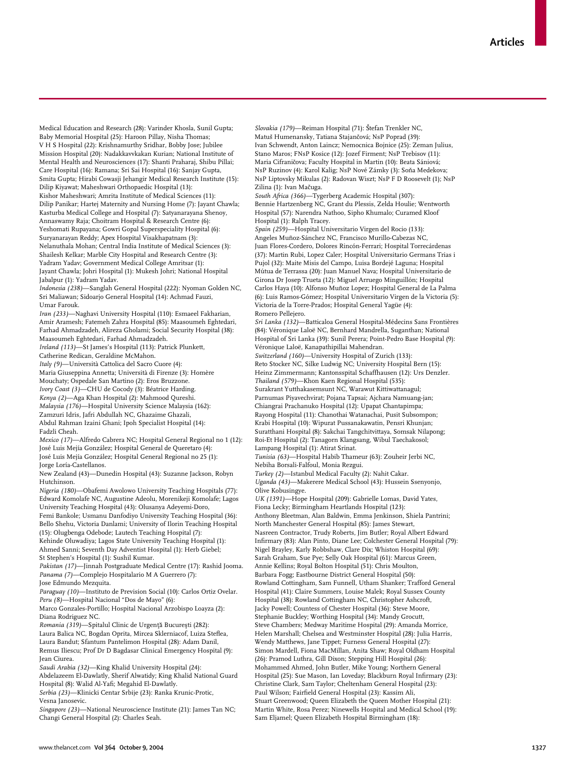Medical Education and Research (28): Varinder Khosla, Sunil Gupta; Baby Memorial Hospital (25): Haroon Pillay, Nisha Thomas; V H S Hospital (22): Krishnamurthy Sridhar, Bobby Jose; Jubilee Mission Hospital (20): Nadakkavkkakan Kurian; National Institute of Mental Health and Neurosciences (17): Shanti Praharaj, Shibu Pillai; Care Hospital (16): Ramana; Sri Sai Hospital (16): Sanjay Gupta, Smita Gupta; Hirabi Cowasji Jehangir Medical Research Institute (15): Dilip Kiyawat; Maheshwari Orthopaedic Hospital (13): Kishor Maheshwari; Amrita Institute of Medical Sciences (11): Dilip Panikar; Hartej Maternity and Nursing Home (7): Jayant Chawla; Kasturba Medical College and Hospital (7): Satyanarayana Shenoy, Annaswamy Raja; Choitram Hospital & Research Centre (6): Yeshomati Rupayana; Gowri Gopal Superspeciality Hospital (6): Suryanarayan Reddy; Apex Hospital Visakhapatnam (3): Nelanuthala Mohan; Central India Institute of Medical Sciences (3): Shailesh Kelkar; Marble City Hospital and Research Centre (3): Yadram Yadav; Government Medical College Amritsar (1): Jayant Chawla; Johri Hospital (1): Mukesh Johri; National Hospital Jabalpur (1): Yadram Yadav.

*Indonesia (238)*—Sanglah General Hospital (222): Nyoman Golden NC, Sri Maliawan; Sidoarjo General Hospital (14): Achmad Fauzi, Umar Farouk.

*Iran (233)*—Naghavi University Hospital (110): Esmaeel Fakharian, Amir Aramesh; Fatemeh Zahra Hospital (85): Maasoumeh Eghtedari, Farhad Ahmadzadeh, Alireza Gholami; Social Security Hospital (38): Maasoumeh Eghtedari, Farhad Ahmadzadeh.

*Ireland (113)*—St James's Hospital (113): Patrick Plunkett, Catherine Redican, Geraldine McMahon.

*Italy (9)*—Università Cattolica del Sacro Cuore (4): Maria Giuseppina Annetta; Università di Firenze (3): Homère Mouchaty; Ospedale San Martino (2): Eros Bruzzone.

*Ivory Coast (3)*—CHU de Cocody (3): Béatrice Harding.

*Kenya (2)*—Aga Khan Hospital (2): Mahmood Qureshi.

*Malaysia (176)*—Hospital University Science Malaysia (162): Zamzuri Idris, Jafri Abdullah NC, Ghazaime Ghazali, Abdul Rahman Izaini Ghani; Ipoh Specialist Hospital (14): Fadzli Cheah.

*Mexico (17)*—Alfredo Cabrera NC; Hospital General Regional no 1 (12): José Luis Mejía González; Hospital General de Queretaro (4): José Luis Mejía González; Hospital General Regional no 25 (1): Jorge Loría-Castellanos.

New Zealand (43)—Dunedin Hospital (43): Suzanne Jackson, Robyn Hutchinson.

*Nigeria (180)*—Obafemi Awolowo University Teaching Hospitals (77): Edward Komolafe NC, Augustine Adeolu, Morenikeji Komolafe; Lagos University Teaching Hospital (43): Olusanya Adeyemi-Doro, Femi Bankole; Usmanu Danfodiyo University Teaching Hospital (36): Bello Shehu, Victoria Danlami; University of Ilorin Teaching Hospital (15): Olugbenga Odebode; Lautech Teaching Hospital (7): Kehinde Oluwadiya; Lagos State University Teaching Hospital (1): Ahmed Sanni; Seventh Day Adventist Hospital (1): Herb Giebel; St Stephen's Hospital (1): Sushil Kumar.

*Pakistan (17)*—Jinnah Postgraduate Medical Centre (17): Rashid Jooma.

*Panama (7)*—Complejo Hospitalario M A Guerrero (7): Jose Edmundo Mezquita.

*Paraguay (10)*—Instituto de Prevision Social (10): Carlos Ortiz Ovelar.

*Peru (8)*—Hospital Nacional "Dos de Mayo" (6): Marco Gonzales-Portillo; Hospital Nacional Arzobispo Loayza (2): Diana Rodriguez NC.

*Romania (319)*—Spitalul Clinic de Urgenţă Bucureşti (282): Laura Balica NC, Bogdan Oprita, Mircea Sklerniacof, Luiza Steflea, Laura Bandut; Sfantum Pantelimon Hospital (28): Adam Danil, Remus Iliescu; Prof Dr D Bagdasar Clinical Emergency Hospital (9): Jean Ciurea.

*Saudi Arabia (32)*—King Khalid University Hospital (24): Abdelazeem El-Dawlatly, Sherif Alwatidy; King Khalid National Guard Hospital (8): Walid Al-Yafi; Megahid El-Dawlatly.

*Serbia (23)*—Klinicki Centar Srbije (23): Ranka Krunic-Protic, Vesna Janosevic.

*Singapore (23)*—National Neuroscience Institute (21): James Tan NC; Changi General Hospital (2): Charles Seah.

*Slovakia (179)*—Reiman Hospital (71): Štefan Trenkler NC, Matuš Humenansky, Tatiana Stajančová; NsP Poprad (39): Ivan Schwendt, Anton Laincz; Nemocnica Bojnice (25): Zeman Julius, Stano Maros; FNsP Kosice (12): Jozef Firment; NsP Trebisov (11): Maria Cifraničova; Faculty Hospital in Martin (10): Beata Sániová; NsP Ruzinov (4): Karol Kalig; NsP Nové Zámky (3): Soňa Medekova; NsP Liptovsky Mikulas (2): Radovan Wiszt; NsP F D Roosevelt (1); NsP Zilina (1): Ivan Mačuga.

*South Africa (366)*—Tygerberg Academic Hospital (307): Bennie Hartzenberg NC, Grant du Plessis, Zelda Houlie; Wentworth Hospital (57): Narendra Nathoo, Sipho Khumalo; Curamed Kloof Hospital (1): Ralph Tracey.

*Spain (259)*—Hospital Universitario Virgen del Rocio (133): Angeles Muñoz-Sánchez NC, Francisco Murillo-Cabezas NC, Juan Flores-Cordero, Dolores Rincón-Ferrari; Hospital Torrecárdenas (37): Martin Rubi, Lopez Caler; Hospital Universitario Germans Trias i Pujol (32): Maite Misis del Campo, Luisa Bordejé Laguna; Hospital Mútua de Terrassa (20): Juan Manuel Nava; Hospital Universitario de Girona Dr Josep Trueta (12): Miguel Arruego Minguillón; Hospital Carlos Haya (10): Alfonso Muñoz Lopez; Hospital General de La Palma (6): Luis Ramos-Gómez; Hospital Universitario Virgen de la Victoria (5): Victoria de la Torre-Prados; Hospital General Yagüe (4): Romero Pellejero.

*Sri Lanka (132)*—Batticaloa General Hospital-Médecins Sans Frontières (84): Véronique Laloë NC, Bernhard Mandrella, Suganthan; National Hospital of Sri Lanka (39): Sunil Perera; Point-Pedro Base Hospital (9): Véronique Laloë, Kanapathipillai Mahendran.

*Switzerland (160)*—University Hospital of Zurich (133): Reto Stocker NC, Silke Ludwig NC; University Hospital Bern (15): Heinz Zimmermann; Kantonsspital Schaffhausen (12): Urs Denzler.

*Thailand (579)*—Khon Kaen Regional Hospital (535): Surakrant Yutthakasemsunt NC, Warawut Kittiwattanagul; Parnumas Piyavechvirat; Pojana Tapsai; Ajchara Namuang-jan; Chiangrai Prachanuko Hospital (12): Upapat Chantapimpa; Rayong Hospital (11): Chanothai Watanachai, Pusit Subsompon; Krabi Hospital (10): Wipurat Pussanakawatin, Pensri Khunjan; Suratthani Hospital (8): Sakchai Tangchitvittaya, Somsak Nilapong; Roi-Et Hospital (2): Tanagorn Klangsang, Wibul Taechakosol; Lampang Hospital (1): Atirat Srinat.

*Tunisia (63)*—Hospital Habib Thameur (63): Zouheir Jerbi NC, Nebiha Borsali-Falfoul, Monia Rezgui.

*Turkey (2)*—Istanbul Medical Faculty (2): Nahit Cakar.

*Uganda (43)*—Makerere Medical School (43): Hussein Ssenyonjo, Olive Kobusingye.

*UK (1391)*—Hope Hospital (209): Gabrielle Lomas, David Yates, Fiona Lecky; Birmingham Heartlands Hospital (123): Anthony Bleetman, Alan Baldwin, Emma Jenkinson, Shiela Pantrini; North Manchester General Hospital (85): James Stewart, Nasreen Contractor, Trudy Roberts, Jim Butler; Royal Albert Edward Infirmary (83): Alan Pinto, Diane Lee; Colchester General Hospital (79): Nigel Brayley, Karly Robbshaw, Clare Dix; Whiston Hospital (69): Sarah Graham, Sue Pye; Selly Oak Hospital (61): Marcus Green, Annie Kellins; Royal Bolton Hospital (51): Chris Moulton, Barbara Fogg; Eastbourne District General Hospital (50): Rowland Cottingham, Sam Funnell, Utham Shanker; Trafford General Hospital (41): Claire Summers, Louise Malek; Royal Sussex County Hospital (38): Rowland Cottingham NC, Christopher Ashcroft, Jacky Powell; Countess of Chester Hospital (36): Steve Moore, Stephanie Buckley; Worthing Hospital (34): Mandy Grocutt, Steve Chambers; Medway Maritime Hospital (29): Amanda Morrice, Helen Marshall; Chelsea and Westminster Hospital (28): Julia Harris, Wendy Matthews, Jane Tippet; Furness General Hospital (27): Simon Mardell, Fiona MacMillan, Anita Shaw; Royal Oldham Hospital (26): Pramod Luthra, Gill Dixon; Stepping Hill Hospital (26): Mohammed Ahmed, John Butler, Mike Young; Northern General Hospital (25): Sue Mason, Ian Loveday; Blackburn Royal Infirmary (23): Christine Clark, Sam Taylor; Cheltenham General Hospital (23): Paul Wilson; Fairfield General Hospital (23): Kassim Ali, Stuart Greenwood; Queen Elizabeth the Queen Mother Hospital (21): Martin White, Rosa Perez; Ninewells Hospital and Medical School (19): Sam Eljamel; Queen Elizabeth Hospital Birmingham (18):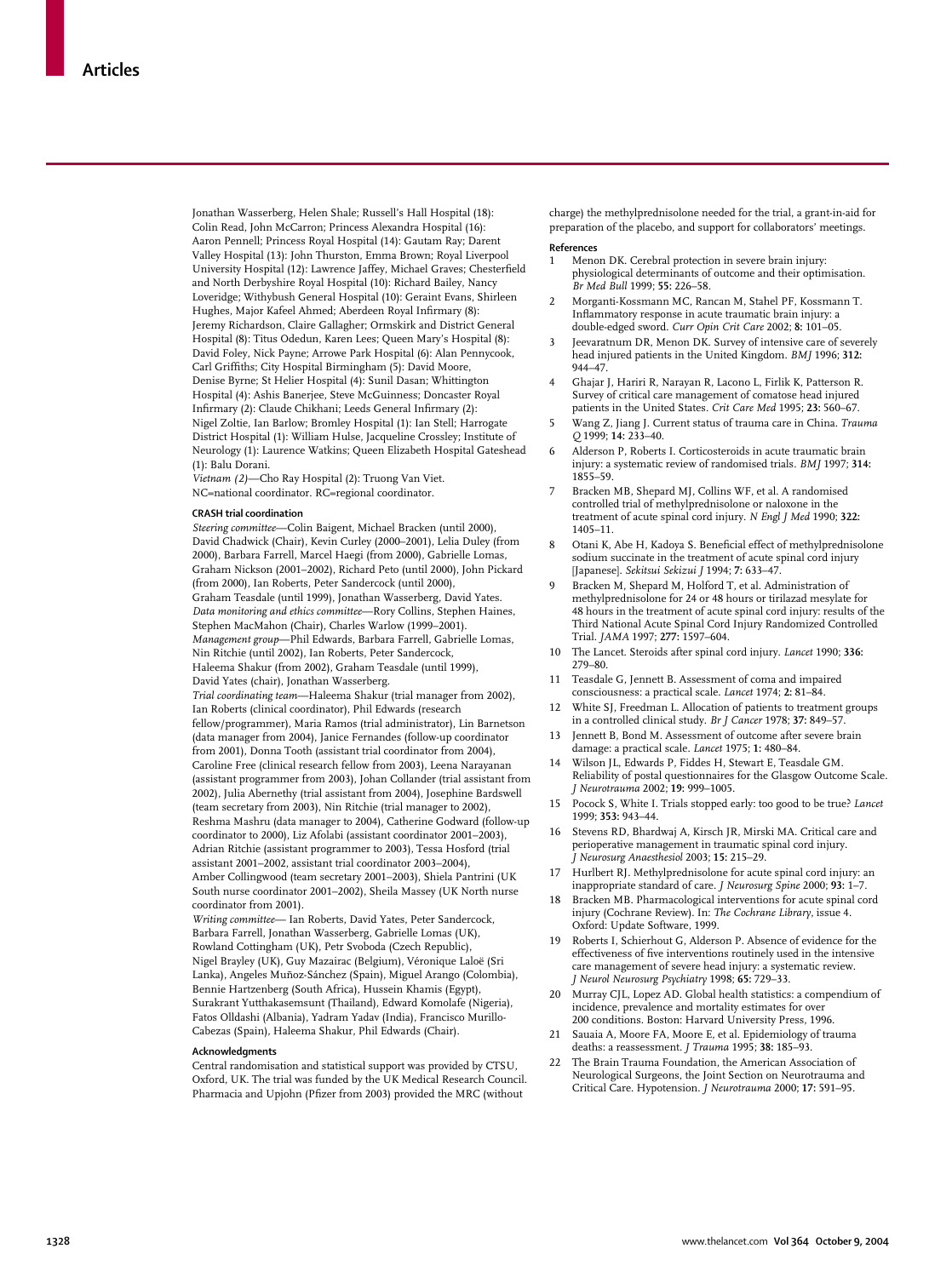Jonathan Wasserberg, Helen Shale; Russell's Hall Hospital (18): Colin Read, John McCarron; Princess Alexandra Hospital (16): Aaron Pennell; Princess Royal Hospital (14): Gautam Ray; Darent Valley Hospital (13): John Thurston, Emma Brown; Royal Liverpool University Hospital (12): Lawrence Jaffey, Michael Graves; Chesterfield and North Derbyshire Royal Hospital (10): Richard Bailey, Nancy Loveridge; Withybush General Hospital (10): Geraint Evans, Shirleen Hughes, Major Kafeel Ahmed; Aberdeen Royal Infirmary (8): Jeremy Richardson, Claire Gallagher; Ormskirk and District General Hospital (8): Titus Odedun, Karen Lees; Queen Mary's Hospital (8): David Foley, Nick Payne; Arrowe Park Hospital (6): Alan Pennycook, Carl Griffiths; City Hospital Birmingham (5): David Moore, Denise Byrne; St Helier Hospital (4): Sunil Dasan; Whittington Hospital (4): Ashis Banerjee, Steve McGuinness; Doncaster Royal Infirmary (2): Claude Chikhani; Leeds General Infirmary (2): Nigel Zoltie, Ian Barlow; Bromley Hospital (1): Ian Stell; Harrogate District Hospital (1): William Hulse, Jacqueline Crossley; Institute of Neurology (1): Laurence Watkins; Queen Elizabeth Hospital Gateshead (1): Balu Dorani.

*Vietnam (2)*—Cho Ray Hospital (2): Truong Van Viet.

NC=national coordinator. RC=regional coordinator.

### CRASH trial coordination

*Steering committee*—Colin Baigent, Michael Bracken (until 2000), David Chadwick (Chair), Kevin Curley (2000–2001), Lelia Duley (from 2000), Barbara Farrell, Marcel Haegi (from 2000), Gabrielle Lomas, Graham Nickson (2001–2002), Richard Peto (until 2000), John Pickard (from 2000), Ian Roberts, Peter Sandercock (until 2000), Graham Teasdale (until 1999), Jonathan Wasserberg, David Yates.

*Data monitoring and ethics committee*—Rory Collins, Stephen Haines, Stephen MacMahon (Chair), Charles Warlow (1999–2001).

*Management group*—Phil Edwards, Barbara Farrell, Gabrielle Lomas, Nin Ritchie (until 2002), Ian Roberts, Peter Sandercock, Haleema Shakur (from 2002), Graham Teasdale (until 1999), David Yates (chair), Jonathan Wasserberg.

*Trial coordinating team*—Haleema Shakur (trial manager from 2002), Ian Roberts (clinical coordinator), Phil Edwards (research fellow/programmer), Maria Ramos (trial administrator), Lin Barnetson (data manager from 2004), Janice Fernandes (follow-up coordinator from 2001), Donna Tooth (assistant trial coordinator from 2004), Caroline Free (clinical research fellow from 2003), Leena Narayanan (assistant programmer from 2003), Johan Collander (trial assistant from 2002), Julia Abernethy (trial assistant from 2004), Josephine Bardswell (team secretary from 2003), Nin Ritchie (trial manager to 2002), Reshma Mashru (data manager to 2004), Catherine Godward (follow-up coordinator to 2000), Liz Afolabi (assistant coordinator 2001–2003), Adrian Ritchie (assistant programmer to 2003), Tessa Hosford (trial assistant 2001–2002, assistant trial coordinator 2003–2004), Amber Collingwood (team secretary 2001–2003), Shiela Pantrini (UK South nurse coordinator 2001–2002), Sheila Massey (UK North nurse coordinator from 2001).

*Writing committee*— Ian Roberts, David Yates, Peter Sandercock, Barbara Farrell, Jonathan Wasserberg, Gabrielle Lomas (UK), Rowland Cottingham (UK), Petr Svoboda (Czech Republic), Nigel Brayley (UK), Guy Mazairac (Belgium), Véronique Laloë (Sri Lanka), Angeles Muñoz-Sánchez (Spain), Miguel Arango (Colombia), Bennie Hartzenberg (South Africa), Hussein Khamis (Egypt), Surakrant Yutthakasemsunt (Thailand), Edward Komolafe (Nigeria), Fatos Olldashi (Albania), Yadram Yadav (India), Francisco Murillo-Cabezas (Spain), Haleema Shakur, Phil Edwards (Chair).

### Acknowledgments

Central randomisation and statistical support was provided by CTSU, Oxford, UK. The trial was funded by the UK Medical Research Council. Pharmacia and Upjohn (Pfizer from 2003) provided the MRC (without charge) the methylprednisolone needed for the trial, a grant-in-aid for preparation of the placebo, and support for collaborators' meetings.

### References

1. Menon DK. Cerebral protection in severe brain injury: physiological determinants of outcome and their optimisation. *Br Med Bull* 1999; **55:** 226–58.
2. Morganti-Kossmann MC, Rancan M, Stahel PF, Kossmann T. Inflammatory response in acute traumatic brain injury: a double-edged sword. *Curr Opin Crit Care* 2002; **8:** 101–05.
3. Jeevaratnum DR, Menon DK. Survey of intensive care of severely head injured patients in the United Kingdom. *BMJ* 1996; **312:** 944–47.
4. Ghajar J, Hariri R, Narayan R, Lacono L, Firlik K, Patterson R. Survey of critical care management of comatose head injured patients in the United States. *Crit Care Med* 1995; **23:** 560–67.
5. Wang Z, Jiang J. Current status of trauma care in China. *Trauma Q* 1999; **14:** 233–40.
6. Alderson P, Roberts I. Corticosteroids in acute traumatic brain injury: a systematic review of randomised trials. *BMJ* 1997; **314:** 1855–59.
7. Bracken MB, Shepard MJ, Collins WF, et al. A randomised controlled trial of methylprednisolone or naloxone in the treatment of acute spinal cord injury. *N Engl J Med* 1990; **322:** 1405–11.
8. Otani K, Abe H, Kadoya S. Beneficial effect of methylprednisolone sodium succinate in the treatment of acute spinal cord injury [Japanese]. *Sekitsui Sekizui J* 1994; **7:** 633–47.
9. Bracken M, Shepard M, Holford T, et al. Administration of methylprednisolone for 24 or 48 hours or tirilazad mesylate for 48 hours in the treatment of acute spinal cord injury: results of the Third National Acute Spinal Cord Injury Randomized Controlled Trial. *JAMA* 1997; **277:** 1597–604.
10. The Lancet. Steroids after spinal cord injury. *Lancet* 1990; **336:** 279–80.
11. Teasdale G, Jennett B. Assessment of coma and impaired consciousness: a practical scale. *Lancet* 1974; **2:** 81–84.
12. White SJ, Freedman L. Allocation of patients to treatment groups in a controlled clinical study. *Br J Cancer* 1978; **37:** 849–57.
13. Jennett B, Bond M. Assessment of outcome after severe brain damage: a practical scale. *Lancet* 1975; **1:** 480–84.
14. Wilson JL, Edwards P, Fiddes H, Stewart E, Teasdale GM. Reliability of postal questionnaires for the Glasgow Outcome Scale. *J Neurotrauma* 2002; **19:** 999–1005.
15. Pocock S, White I. Trials stopped early: too good to be true? *Lancet* 1999; **353:** 943–44.
16. Stevens RD, Bhardwaj A, Kirsch JR, Mirski MA. Critical care and perioperative management in traumatic spinal cord injury. *J Neurosurg Anaesthesiol* 2003; **15:** 215–29.
17. Hurlbert RJ. Methylprednisolone for acute spinal cord injury: an inappropriate standard of care. *J Neurosurg Spine* 2000; **93:** 1–7.
18. Bracken MB. Pharmacological interventions for acute spinal cord injury (Cochrane Review). In: *The Cochrane Library*, issue 4. Oxford: Update Software, 1999.
19. Roberts I, Schierhout G, Alderson P. Absence of evidence for the effectiveness of five interventions routinely used in the intensive care management of severe head injury: a systematic review. *J Neurol Neurosurg Psychiatry* 1998; **65:** 729–33.
20. Murray CJL, Lopez AD. Global health statistics: a compendium of incidence, prevalence and mortality estimates for over 200 conditions. Boston: Harvard University Press, 1996.
21. Sauaia A, Moore FA, Moore E, et al. Epidemiology of trauma deaths: a reassessment. *J Trauma* 1995; **38:** 185–93.
22. The Brain Trauma Foundation, the American Association of Neurological Surgeons, the Joint Section on Neurotrauma and Critical Care. Hypotension. *J Neurotrauma* 2000; **17:** 591–95.